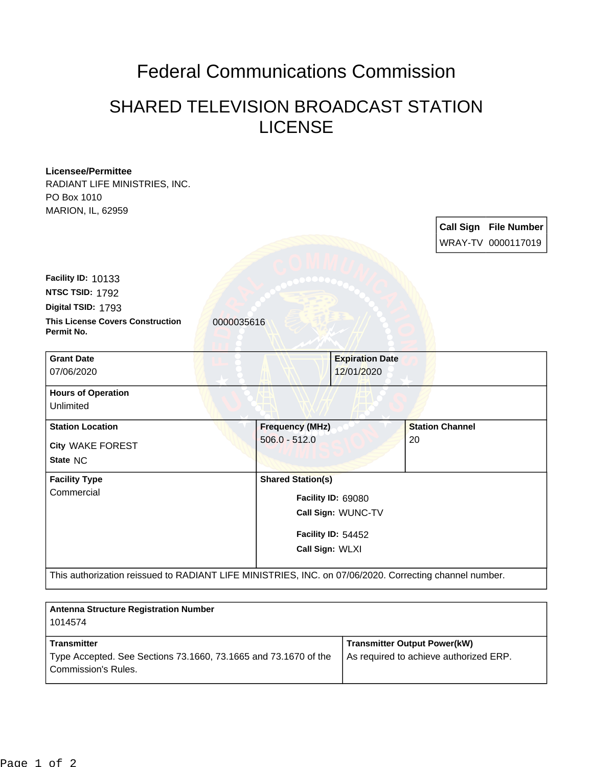# Federal Communications Commission

## SHARED TELEVISION BROADCAST STATION LICENSE

**Licensee/Permittee**
RADIANT LIFE MINISTRIES, INC.
PO Box 1010
MARION, IL, 62959

| Call Sign | File Number |
| --- | --- |
| WRAY-TV | 0000117019 |

**Facility ID:** 10133
**NTSC TSID:** 1792
**Digital TSID:** 1793
**This License Covers Construction Permit No.** 0000035616

| **Grant Date** | **Expiration Date** | |
| --- | --- | --- |
| 07/06/2020 | 12/01/2020 | |
| **Hours of Operation** Unlimited | | |
| **Station Location** City WAKE FOREST State NC | **Frequency (MHz)** 506.0 - 512.0 | **Station Channel** 20 |
| **Facility Type** Commercial | **Shared Station(s)** Facility ID: 69080 Call Sign: WUNC-TV; Facility ID: 54452 Call Sign: WLXI | |

This authorization reissued to RADIANT LIFE MINISTRIES, INC. on 07/06/2020. Correcting channel number.

| **Antenna Structure Registration Number** | |
| --- | --- |
| 1014574 | |
| **Transmitter** | **Transmitter Output Power(kW)** |
| Type Accepted. See Sections 73.1660, 73.1665 and 73.1670 of the Commission's Rules. | As required to achieve authorized ERP. |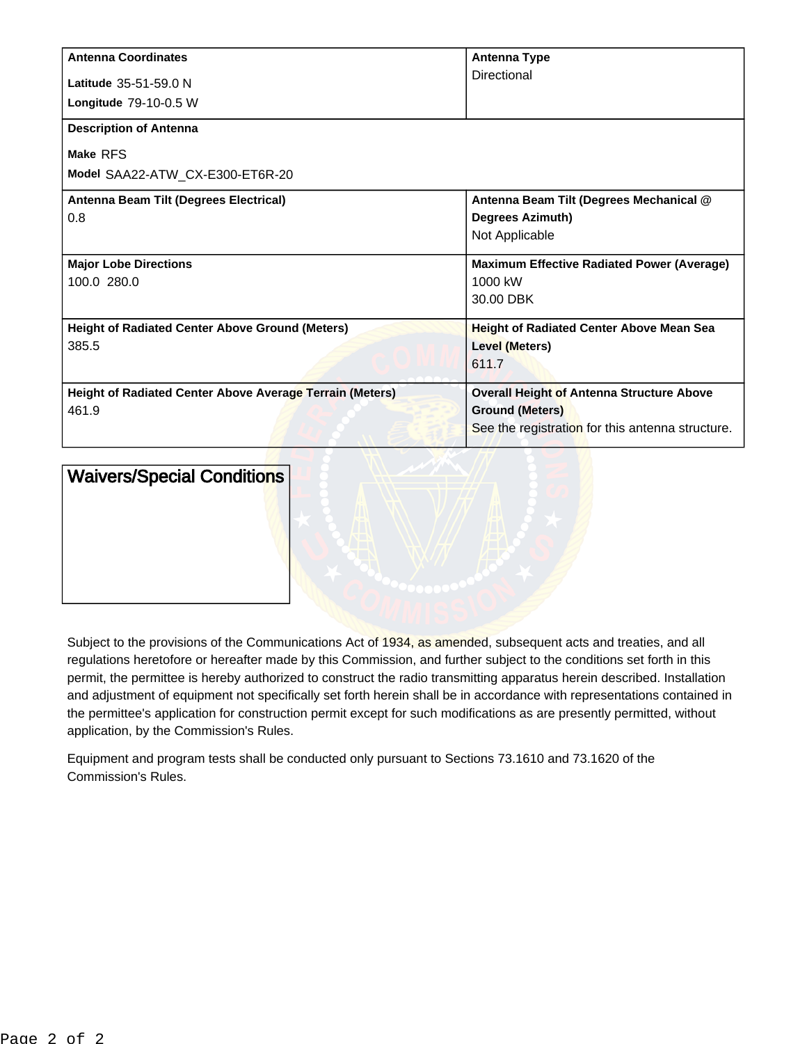| | |
|---|---|
| **Antenna Coordinates**<br>**Latitude** 35-51-59.0 N<br>**Longitude** 79-10-0.5 W | **Antenna Type**<br>Directional |
| **Description of Antenna**<br>**Make** RFS<br>**Model** SAA22-ATW_CX-E300-ET6R-20 | |
| **Antenna Beam Tilt (Degrees Electrical)**<br>0.8 | **Antenna Beam Tilt (Degrees Mechanical @ Degrees Azimuth)**<br>Not Applicable |
| **Major Lobe Directions**<br>100.0 280.0 | **Maximum Effective Radiated Power (Average)**<br>1000 kW<br>30.00 DBK |
| **Height of Radiated Center Above Ground (Meters)**<br>385.5 | **Height of Radiated Center Above Mean Sea Level (Meters)**<br>611.7 |
| **Height of Radiated Center Above Average Terrain (Meters)**<br>461.9 | **Overall Height of Antenna Structure Above Ground (Meters)**<br>See the registration for this antenna structure. |

## Waivers/Special Conditions

Subject to the provisions of the Communications Act of 1934, as amended, subsequent acts and treaties, and all regulations heretofore or hereafter made by this Commission, and further subject to the conditions set forth in this permit, the permittee is hereby authorized to construct the radio transmitting apparatus herein described. Installation and adjustment of equipment not specifically set forth herein shall be in accordance with representations contained in the permittee's application for construction permit except for such modifications as are presently permitted, without application, by the Commission's Rules.

Equipment and program tests shall be conducted only pursuant to Sections 73.1610 and 73.1620 of the Commission's Rules.